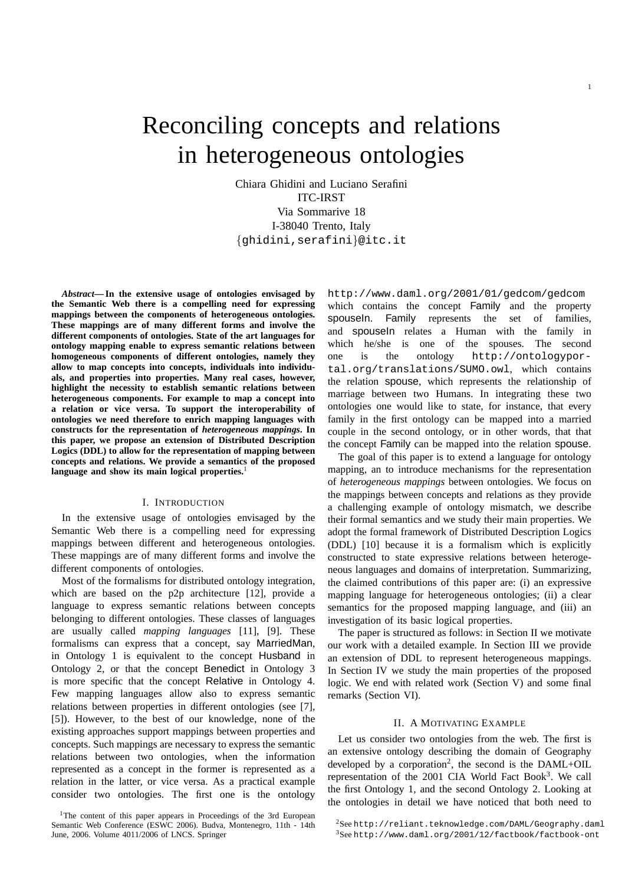# Reconciling concepts and relations in heterogeneous ontologies

Chiara Ghidini and Luciano Serafini
ITC-IRST
Via Sommarive 18
I-38040 Trento, Italy
{ghidini,serafini}@itc.it

***Abstract*— In the extensive usage of ontologies envisaged by the Semantic Web there is a compelling need for expressing mappings between the components of heterogeneous ontologies. These mappings are of many different forms and involve the different components of ontologies. State of the art languages for ontology mapping enable to express semantic relations between homogeneous components of different ontologies, namely they allow to map concepts into concepts, individuals into individuals, and properties into properties. Many real cases, however, highlight the necessity to establish semantic relations between heterogeneous components. For example to map a concept into a relation or vice versa. To support the interoperability of ontologies we need therefore to enrich mapping languages with constructs for the representation of *heterogeneous mappings*. In this paper, we propose an extension of Distributed Description Logics (DDL) to allow for the representation of mapping between concepts and relations. We provide a semantics of the proposed language and show its main logical properties.**[1]

## I. Introduction

In the extensive usage of ontologies envisaged by the Semantic Web there is a compelling need for expressing mappings between different and heterogeneous ontologies. These mappings are of many different forms and involve the different components of ontologies.

Most of the formalisms for distributed ontology integration, which are based on the p2p architecture [12], provide a language to express semantic relations between concepts belonging to different ontologies. These classes of languages are usually called *mapping languages* [11], [9]. These formalisms can express that a concept, say MarriedMan, in Ontology 1 is equivalent to the concept Husband in Ontology 2, or that the concept Benedict in Ontology 3 is more specific that the concept Relative in Ontology 4. Few mapping languages allow also to express semantic relations between properties in different ontologies (see [7], [5]). However, to the best of our knowledge, none of the existing approaches support mappings between properties and concepts. Such mappings are necessary to express the semantic relations between two ontologies, when the information represented as a concept in the former is represented as a relation in the latter, or vice versa. As a practical example consider two ontologies. The first one is the ontology `http://www.daml.org/2001/01/gedcom/gedcom` which contains the concept Family and the property spouseIn. Family represents the set of families, and spouseIn relates a Human with the family in which he/she is one of the spouses. The second one is the ontology `http://ontologyportal.org/translations/SUMO.owl`, which contains the relation spouse, which represents the relationship of marriage between two Humans. In integrating these two ontologies one would like to state, for instance, that every family in the first ontology can be mapped into a married couple in the second ontology, or in other words, that that the concept Family can be mapped into the relation spouse.

The goal of this paper is to extend a language for ontology mapping, an to introduce mechanisms for the representation of *heterogeneous mappings* between ontologies. We focus on the mappings between concepts and relations as they provide a challenging example of ontology mismatch, we describe their formal semantics and we study their main properties. We adopt the formal framework of Distributed Description Logics (DDL) [10] because it is a formalism which is explicitly constructed to state expressive relations between heterogeneous languages and domains of interpretation. Summarizing, the claimed contributions of this paper are: (i) an expressive mapping language for heterogeneous ontologies; (ii) a clear semantics for the proposed mapping language, and (iii) an investigation of its basic logical properties.

The paper is structured as follows: in Section II we motivate our work with a detailed example. In Section III we provide an extension of DDL to represent heterogeneous mappings. In Section IV we study the main properties of the proposed logic. We end with related work (Section V) and some final remarks (Section VI).

## II. A Motivating Example

Let us consider two ontologies from the web. The first is an extensive ontology describing the domain of Geography developed by a corporation[2], the second is the DAML+OIL representation of the 2001 CIA World Fact Book[3]. We call the first Ontology 1, and the second Ontology 2. Looking at the ontologies in detail we have noticed that both need to

[1]The content of this paper appears in Proceedings of the 3rd European Semantic Web Conference (ESWC 2006). Budva, Montenegro, 11th - 14th June, 2006. Volume 4011/2006 of LNCS. Springer

[2]See `http://reliant.teknowledge.com/DAML/Geography.daml`

[3]See `http://www.daml.org/2001/12/factbook/factbook-ont`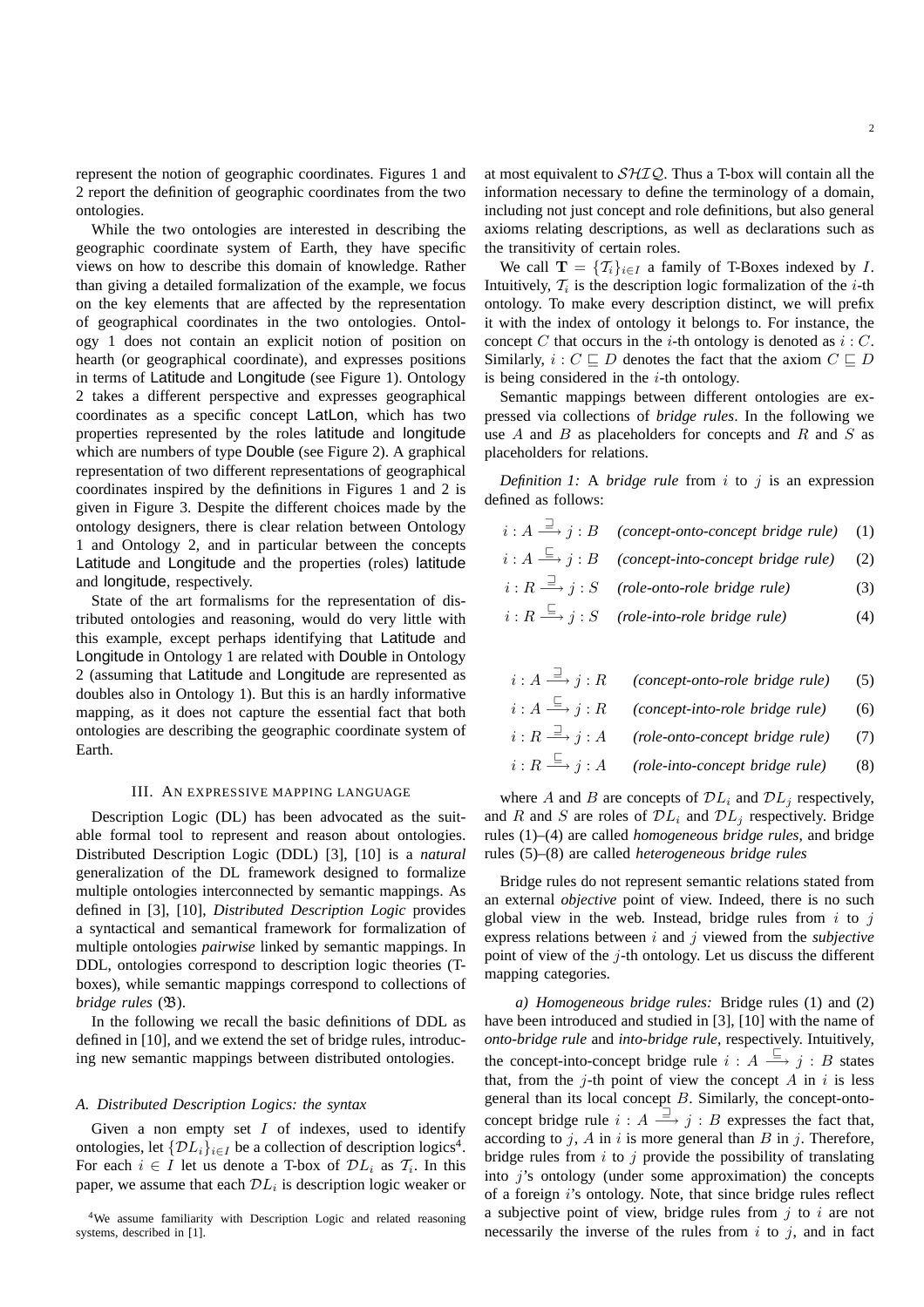represent the notion of geographic coordinates. Figures 1 and 2 report the definition of geographic coordinates from the two ontologies.

While the two ontologies are interested in describing the geographic coordinate system of Earth, they have specific views on how to describe this domain of knowledge. Rather than giving a detailed formalization of the example, we focus on the key elements that are affected by the representation of geographical coordinates in the two ontologies. Ontology 1 does not contain an explicit notion of position on hearth (or geographical coordinate), and expresses positions in terms of Latitude and Longitude (see Figure 1). Ontology 2 takes a different perspective and expresses geographical coordinates as a specific concept LatLon, which has two properties represented by the roles latitude and longitude which are numbers of type Double (see Figure 2). A graphical representation of two different representations of geographical coordinates inspired by the definitions in Figures 1 and 2 is given in Figure 3. Despite the different choices made by the ontology designers, there is clear relation between Ontology 1 and Ontology 2, and in particular between the concepts Latitude and Longitude and the properties (roles) latitude and longitude, respectively.

State of the art formalisms for the representation of distributed ontologies and reasoning, would do very little with this example, except perhaps identifying that Latitude and Longitude in Ontology 1 are related with Double in Ontology 2 (assuming that Latitude and Longitude are represented as doubles also in Ontology 1). But this is an hardly informative mapping, as it does not capture the essential fact that both ontologies are describing the geographic coordinate system of Earth.

## III. An expressive mapping language

Description Logic (DL) has been advocated as the suitable formal tool to represent and reason about ontologies. Distributed Description Logic (DDL) [3], [10] is a *natural* generalization of the DL framework designed to formalize multiple ontologies interconnected by semantic mappings. As defined in [3], [10], *Distributed Description Logic* provides a syntactical and semantical framework for formalization of multiple ontologies *pairwise* linked by semantic mappings. In DDL, ontologies correspond to description logic theories (T-boxes), while semantic mappings correspond to collections of *bridge rules* ($\mathfrak{B}$).

In the following we recall the basic definitions of DDL as defined in [10], and we extend the set of bridge rules, introducing new semantic mappings between distributed ontologies.

### A. Distributed Description Logics: the syntax

Given a non empty set $I$ of indexes, used to identify ontologies, let $\{\mathcal{DL}_i\}_{i\in I}$ be a collection of description logics[4]. For each $i \in I$ let us denote a T-box of $\mathcal{DL}_i$ as $\mathcal{T}_i$. In this paper, we assume that each $\mathcal{DL}_i$ is description logic weaker or at most equivalent to $\mathcal{SHIQ}$. Thus a T-box will contain all the information necessary to define the terminology of a domain, including not just concept and role definitions, but also general axioms relating descriptions, as well as declarations such as the transitivity of certain roles.

We call $\mathbf{T} = \{\mathcal{T}_i\}_{i\in I}$ a family of T-Boxes indexed by $I$. Intuitively, $\mathcal{T}_i$ is the description logic formalization of the $i$-th ontology. To make every description distinct, we will prefix it with the index of ontology it belongs to. For instance, the concept $C$ that occurs in the $i$-th ontology is denoted as $i : C$. Similarly, $i : C \sqsubseteq D$ denotes the fact that the axiom $C \sqsubseteq D$ is being considered in the $i$-th ontology.

Semantic mappings between different ontologies are expressed via collections of *bridge rules*. In the following we use $A$ and $B$ as placeholders for concepts and $R$ and $S$ as placeholders for relations.

*Definition 1:* A *bridge rule* from $i$ to $j$ is an expression defined as follows:

$$i : A \xrightarrow{\sqsupseteq} j : B \quad \textit{(concept-onto-concept bridge rule)} \tag{1}$$

$$i : A \xrightarrow{\sqsubseteq} j : B \quad \textit{(concept-into-concept bridge rule)} \tag{2}$$

$$i : R \xrightarrow{\sqsupseteq} j : S \quad \textit{(role-onto-role bridge rule)} \tag{3}$$

$$i : R \xrightarrow{\sqsubseteq} j : S \quad \textit{(role-into-role bridge rule)} \tag{4}$$

$$i : A \xrightarrow{\sqsupseteq} j : R \quad \textit{(concept-onto-role bridge rule)} \tag{5}$$

$$i : A \xrightarrow{\sqsubseteq} j : R \quad \textit{(concept-into-role bridge rule)} \tag{6}$$

$$i : R \xrightarrow{\sqsupseteq} j : A \quad \textit{(role-onto-concept bridge rule)} \tag{7}$$

$$i : R \xrightarrow{\sqsubseteq} j : A \quad \textit{(role-into-concept bridge rule)} \tag{8}$$

where $A$ and $B$ are concepts of $\mathcal{DL}_i$ and $\mathcal{DL}_j$ respectively, and $R$ and $S$ are roles of $\mathcal{DL}_i$ and $\mathcal{DL}_j$ respectively. Bridge rules (1)–(4) are called *homogeneous bridge rules*, and bridge rules (5)–(8) are called *heterogeneous bridge rules*

Bridge rules do not represent semantic relations stated from an external *objective* point of view. Indeed, there is no such global view in the web. Instead, bridge rules from $i$ to $j$ express relations between $i$ and $j$ viewed from the *subjective* point of view of the $j$-th ontology. Let us discuss the different mapping categories.

*a) Homogeneous bridge rules:* Bridge rules (1) and (2) have been introduced and studied in [3], [10] with the name of *onto-bridge rule* and *into-bridge rule*, respectively. Intuitively, the concept-into-concept bridge rule $i : A \xrightarrow{\sqsubseteq} j : B$ states that, from the $j$-th point of view the concept $A$ in $i$ is less general than its local concept $B$. Similarly, the concept-onto-concept bridge rule $i : A \xrightarrow{\sqsupseteq} j : B$ expresses the fact that, according to $j$, $A$ in $i$ is more general than $B$ in $j$. Therefore, bridge rules from $i$ to $j$ provide the possibility of translating into $j$'s ontology (under some approximation) the concepts of a foreign $i$'s ontology. Note, that since bridge rules reflect a subjective point of view, bridge rules from $j$ to $i$ are not necessarily the inverse of the rules from $i$ to $j$, and in fact

[4]We assume familiarity with Description Logic and related reasoning systems, described in [1].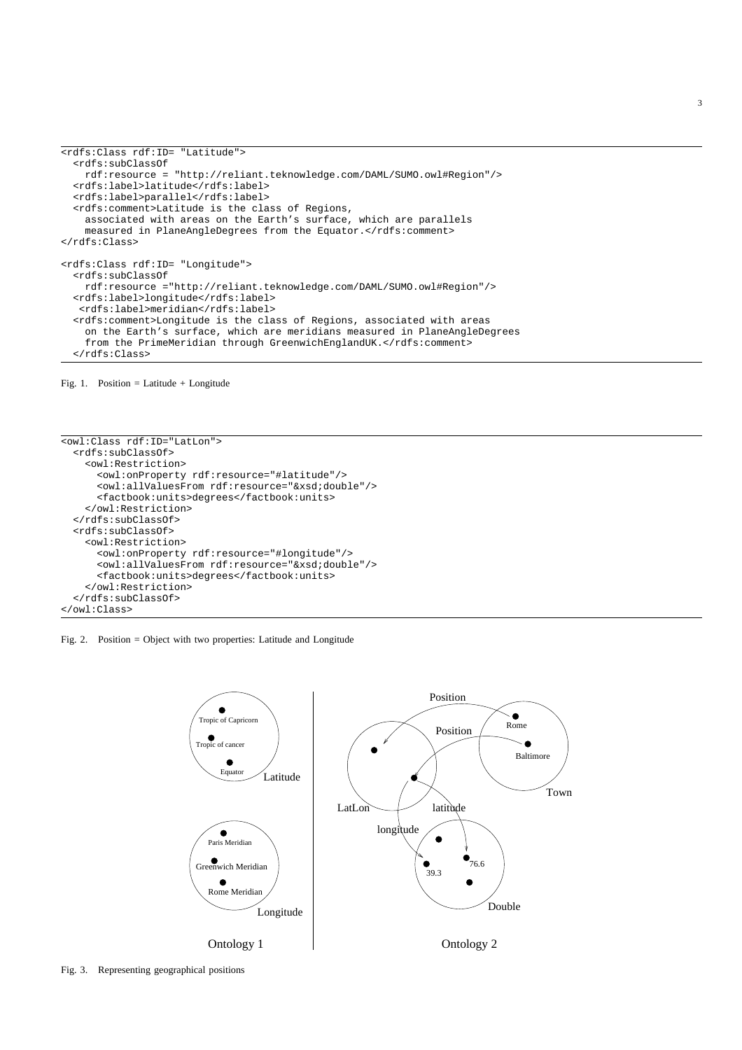```
<rdfs:Class rdf:ID= "Latitude">
  <rdfs:subClassOf
    rdf:resource = "http://reliant.teknowledge.com/DAML/SUMO.owl#Region"/>
  <rdfs:label>latitude</rdfs:label>
  <rdfs:label>parallel</rdfs:label>
  <rdfs:comment>Latitude is the class of Regions,
    associated with areas on the Earth's surface, which are parallels
    measured in PlaneAngleDegrees from the Equator.</rdfs:comment>
</rdfs:Class>

<rdfs:Class rdf:ID= "Longitude">
  <rdfs:subClassOf
    rdf:resource ="http://reliant.teknowledge.com/DAML/SUMO.owl#Region"/>
  <rdfs:label>longitude</rdfs:label>
   <rdfs:label>meridian</rdfs:label>
  <rdfs:comment>Longitude is the class of Regions, associated with areas
    on the Earth's surface, which are meridians measured in PlaneAngleDegrees
    from the PrimeMeridian through GreenwichEnglandUK.</rdfs:comment>
  </rdfs:Class>
```

Fig. 1. Position = Latitude + Longitude

```
<owl:Class rdf:ID="LatLon">
  <rdfs:subClassOf>
    <owl:Restriction>
      <owl:onProperty rdf:resource="#latitude"/>
      <owl:allValuesFrom rdf:resource="&xsd;double"/>
      <factbook:units>degrees</factbook:units>
    </owl:Restriction>
  </rdfs:subClassOf>
  <rdfs:subClassOf>
    <owl:Restriction>
      <owl:onProperty rdf:resource="#longitude"/>
      <owl:allValuesFrom rdf:resource="&xsd;double"/>
      <factbook:units>degrees</factbook:units>
    </owl:Restriction>
  </rdfs:subClassOf>
</owl:Class>
```

Fig. 2. Position = Object with two properties: Latitude and Longitude

Fig. 3. Representing geographical positions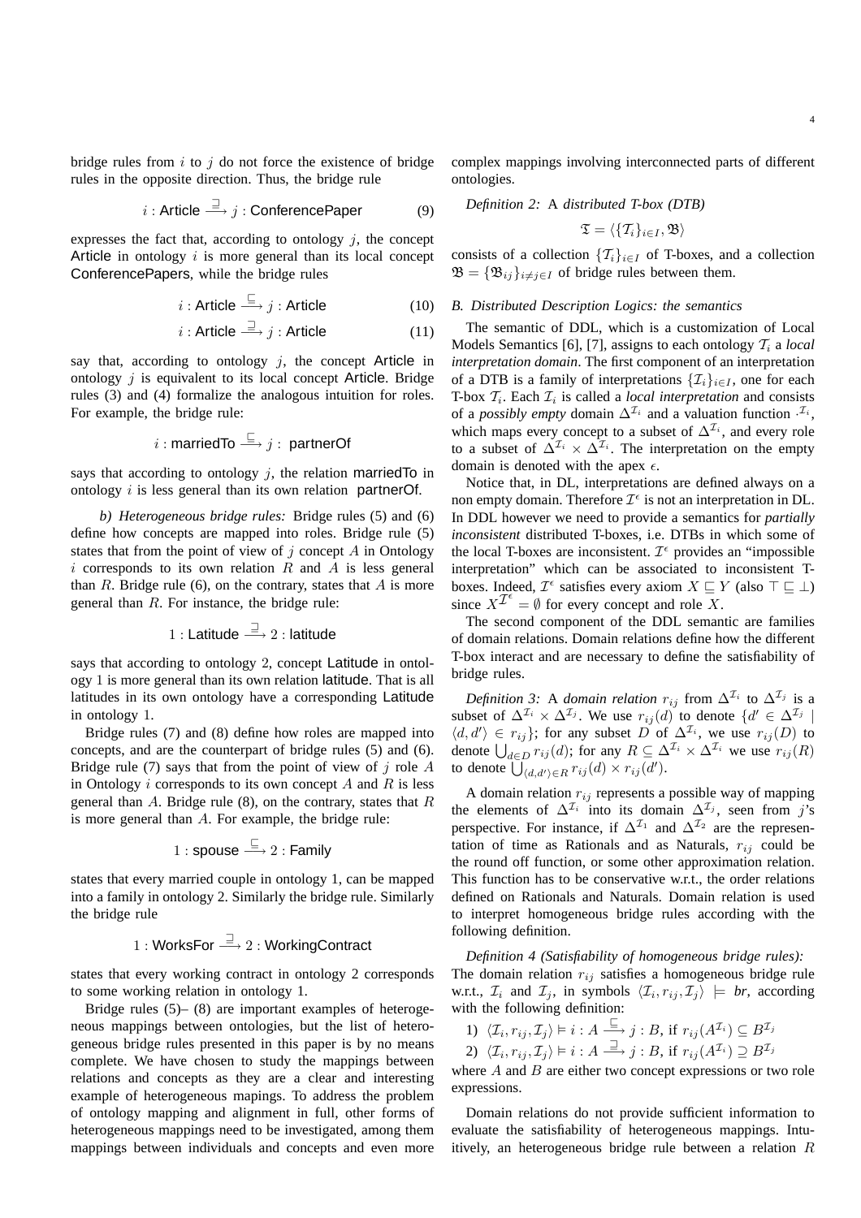bridge rules from $i$ to $j$ do not force the existence of bridge rules in the opposite direction. Thus, the bridge rule

$$i : \mathsf{Article} \xrightarrow{\sqsupseteq} j : \mathsf{ConferencePaper} \qquad (9)$$

expresses the fact that, according to ontology $j$, the concept Article in ontology $i$ is more general than its local concept ConferencePapers, while the bridge rules

$$i : \mathsf{Article} \xrightarrow{\sqsubseteq} j : \mathsf{Article} \qquad (10)$$

$$i : \mathsf{Article} \xrightarrow{\sqsupseteq} j : \mathsf{Article} \qquad (11)$$

say that, according to ontology $j$, the concept Article in ontology $j$ is equivalent to its local concept Article. Bridge rules (3) and (4) formalize the analogous intuition for roles. For example, the bridge rule:

$$i : \mathsf{marriedTo} \xrightarrow{\sqsubseteq} j : \mathsf{partnerOf}$$

says that according to ontology $j$, the relation marriedTo in ontology $i$ is less general than its own relation partnerOf.

*b) Heterogeneous bridge rules:* Bridge rules (5) and (6) define how concepts are mapped into roles. Bridge rule (5) states that from the point of view of $j$ concept $A$ in Ontology $i$ corresponds to its own relation $R$ and $A$ is less general than $R$. Bridge rule (6), on the contrary, states that $A$ is more general than $R$. For instance, the bridge rule:

$$1 : \mathsf{Latitude} \xrightarrow{\sqsupseteq} 2 : \mathsf{latitude}$$

says that according to ontology 2, concept Latitude in ontology 1 is more general than its own relation latitude. That is all latitudes in its own ontology have a corresponding Latitude in ontology 1.

Bridge rules (7) and (8) define how roles are mapped into concepts, and are the counterpart of bridge rules (5) and (6). Bridge rule (7) says that from the point of view of $j$ role $A$ in Ontology $i$ corresponds to its own concept $A$ and $R$ is less general than $A$. Bridge rule (8), on the contrary, states that $R$ is more general than $A$. For example, the bridge rule:

$$1 : \mathsf{spouse} \xrightarrow{\sqsubseteq} 2 : \mathsf{Family}$$

states that every married couple in ontology 1, can be mapped into a family in ontology 2. Similarly the bridge rule. Similarly the bridge rule

$$1 : \mathsf{WorksFor} \xrightarrow{\sqsupseteq} 2 : \mathsf{WorkingContract}$$

states that every working contract in ontology 2 corresponds to some working relation in ontology 1.

Bridge rules (5)– (8) are important examples of heterogeneous mappings between ontologies, but the list of heterogeneous bridge rules presented in this paper is by no means complete. We have chosen to study the mappings between relations and concepts as they are a clear and interesting example of heterogeneous mapings. To address the problem of ontology mapping and alignment in full, other forms of heterogeneous mappings need to be investigated, among them mappings between individuals and concepts and even more complex mappings involving interconnected parts of different ontologies.

*Definition 2:* A *distributed T-box (DTB)*

$$\mathfrak{T} = \langle \{\mathcal{T}_i\}_{i \in I}, \mathfrak{B} \rangle$$

consists of a collection $\{\mathcal{T}_i\}_{i \in I}$ of T-boxes, and a collection $\mathfrak{B} = \{\mathfrak{B}_{ij}\}_{i \neq j \in I}$ of bridge rules between them.

### B. Distributed Description Logics: the semantics

The semantic of DDL, which is a customization of Local Models Semantics [6], [7], assigns to each ontology $\mathcal{T}_i$ a *local interpretation domain*. The first component of an interpretation of a DTB is a family of interpretations $\{\mathcal{I}_i\}_{i \in I}$, one for each T-box $\mathcal{T}_i$. Each $\mathcal{I}_i$ is called a *local interpretation* and consists of a *possibly empty* domain $\Delta^{\mathcal{I}_i}$ and a valuation function $\cdot^{\mathcal{I}_i}$, which maps every concept to a subset of $\Delta^{\mathcal{I}_i}$, and every role to a subset of $\Delta^{\mathcal{I}_i} \times \Delta^{\mathcal{I}_i}$. The interpretation on the empty domain is denoted with the apex $\epsilon$.

Notice that, in DL, interpretations are defined always on a non empty domain. Therefore $\mathcal{I}^\epsilon$ is not an interpretation in DL. In DDL however we need to provide a semantics for *partially inconsistent* distributed T-boxes, i.e. DTBs in which some of the local T-boxes are inconsistent. $\mathcal{I}^\epsilon$ provides an "impossible interpretation" which can be associated to inconsistent T-boxes. Indeed, $\mathcal{I}^\epsilon$ satisfies every axiom $X \sqsubseteq Y$ (also $\top \sqsubseteq \bot$) since $X^{\mathcal{I}^\epsilon} = \emptyset$ for every concept and role $X$.

The second component of the DDL semantic are families of domain relations. Domain relations define how the different T-box interact and are necessary to define the satisfiability of bridge rules.

*Definition 3:* A *domain relation* $r_{ij}$ from $\Delta^{\mathcal{I}_i}$ to $\Delta^{\mathcal{I}_j}$ is a subset of $\Delta^{\mathcal{I}_i} \times \Delta^{\mathcal{I}_j}$. We use $r_{ij}(d)$ to denote $\{d' \in \Delta^{\mathcal{I}_j} \mid \langle d, d' \rangle \in r_{ij}\}$; for any subset $D$ of $\Delta^{\mathcal{I}_i}$, we use $r_{ij}(D)$ to denote $\bigcup_{d \in D} r_{ij}(d)$; for any $R \subseteq \Delta^{\mathcal{I}_i} \times \Delta^{\mathcal{I}_i}$ we use $r_{ij}(R)$ to denote $\bigcup_{\langle d, d' \rangle \in R} r_{ij}(d) \times r_{ij}(d')$.

A domain relation $r_{ij}$ represents a possible way of mapping the elements of $\Delta^{\mathcal{I}_i}$ into its domain $\Delta^{\mathcal{I}_j}$, seen from $j$'s perspective. For instance, if $\Delta^{\mathcal{I}_1}$ and $\Delta^{\mathcal{I}_2}$ are the representation of time as Rationals and as Naturals, $r_{ij}$ could be the round off function, or some other approximation relation. This function has to be conservative w.r.t., the order relations defined on Rationals and Naturals. Domain relation is used to interpret homogeneous bridge rules according with the following definition.

*Definition 4 (Satisfiability of homogeneous bridge rules):* The domain relation $r_{ij}$ satisfies a homogeneous bridge rule w.r.t., $\mathcal{I}_i$ and $\mathcal{I}_j$, in symbols $\langle \mathcal{I}_i, r_{ij}, \mathcal{I}_j \rangle \models br$, according with the following definition:

1) $\langle \mathcal{I}_i, r_{ij}, \mathcal{I}_j \rangle \models i : A \xrightarrow{\sqsubseteq} j : B$, if $r_{ij}(A^{\mathcal{I}_i}) \subseteq B^{\mathcal{I}_j}$
2) $\langle \mathcal{I}_i, r_{ij}, \mathcal{I}_j \rangle \models i : A \xrightarrow{\sqsupseteq} j : B$, if $r_{ij}(A^{\mathcal{I}_i}) \supseteq B^{\mathcal{I}_j}$

where $A$ and $B$ are either two concept expressions or two role expressions.

Domain relations do not provide sufficient information to evaluate the satisfiability of heterogeneous mappings. Intuitively, an heterogeneous bridge rule between a relation $R$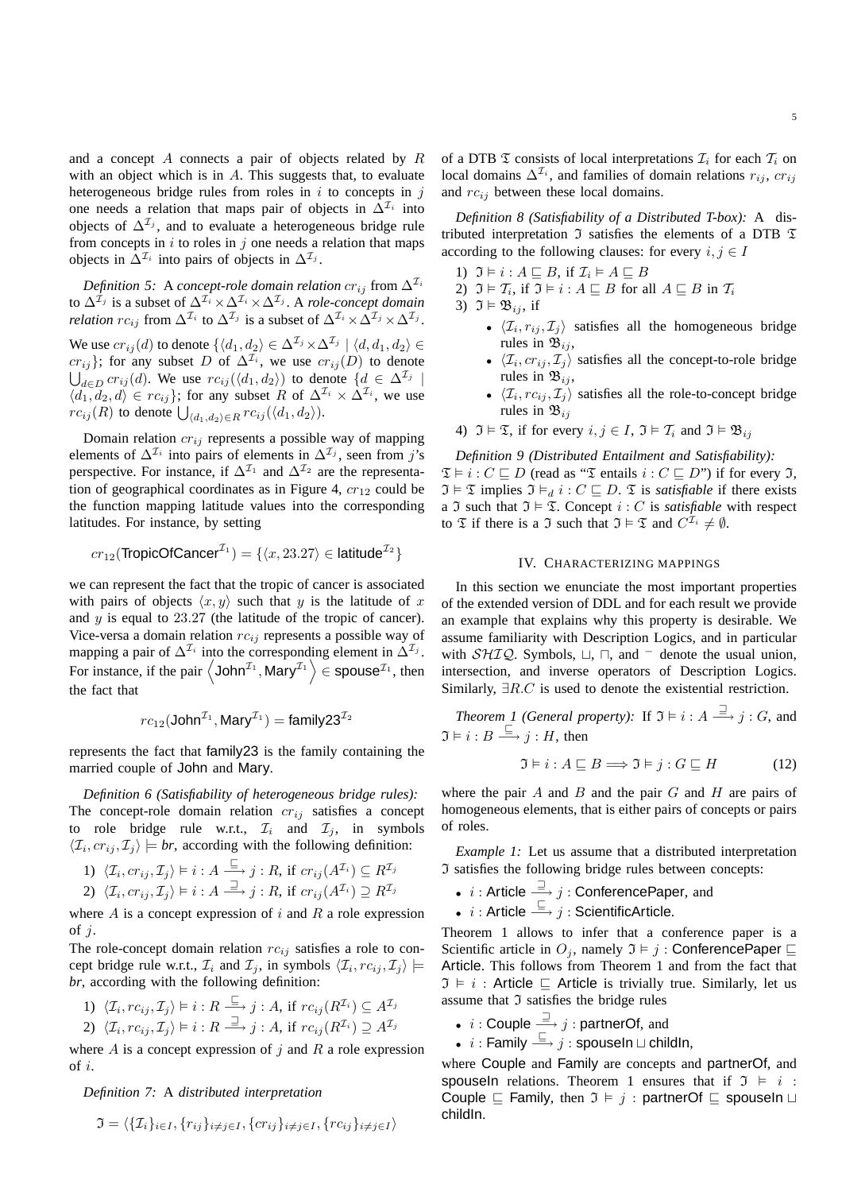and a concept $A$ connects a pair of objects related by $R$ with an object which is in $A$. This suggests that, to evaluate heterogeneous bridge rules from roles in $i$ to concepts in $j$ one needs a relation that maps pair of objects in $\Delta^{\mathcal{I}_i}$ into objects of $\Delta^{\mathcal{I}_j}$, and to evaluate a heterogeneous bridge rule from concepts in $i$ to roles in $j$ one needs a relation that maps objects in $\Delta^{\mathcal{I}_i}$ into pairs of objects in $\Delta^{\mathcal{I}_j}$.

*Definition 5:* A *concept-role domain relation* $cr_{ij}$ from $\Delta^{\mathcal{I}_i}$ to $\Delta^{\mathcal{I}_j}$ is a subset of $\Delta^{\mathcal{I}_i} \times \Delta^{\mathcal{I}_i} \times \Delta^{\mathcal{I}_j}$. A *role-concept domain relation* $rc_{ij}$ from $\Delta^{\mathcal{I}_i}$ to $\Delta^{\mathcal{I}_j}$ is a subset of $\Delta^{\mathcal{I}_i} \times \Delta^{\mathcal{I}_j} \times \Delta^{\mathcal{I}_j}$.

We use $cr_{ij}(d)$ to denote $\{\langle d_1, d_2\rangle \in \Delta^{\mathcal{I}_j} \times \Delta^{\mathcal{I}_j} \mid \langle d, d_1, d_2\rangle \in cr_{ij}\}$; for any subset $D$ of $\Delta^{\mathcal{I}_i}$, we use $cr_{ij}(D)$ to denote $\bigcup_{d\in D} cr_{ij}(d)$. We use $rc_{ij}(\langle d_1, d_2\rangle)$ to denote $\{d \in \Delta^{\mathcal{I}_j} \mid \langle d_1, d_2, d\rangle \in rc_{ij}\}$; for any subset $R$ of $\Delta^{\mathcal{I}_i} \times \Delta^{\mathcal{I}_i}$, we use $rc_{ij}(R)$ to denote $\bigcup_{\langle d_1, d_2\rangle \in R} rc_{ij}(\langle d_1, d_2\rangle)$.

Domain relation $cr_{ij}$ represents a possible way of mapping elements of $\Delta^{\mathcal{I}_i}$ into pairs of elements in $\Delta^{\mathcal{I}_j}$, seen from $j$'s perspective. For instance, if $\Delta^{\mathcal{I}_1}$ and $\Delta^{\mathcal{I}_2}$ are the representation of geographical coordinates as in Figure 4, $cr_{12}$ could be the function mapping latitude values into the corresponding latitudes. For instance, by setting

$$cr_{12}(\mathsf{TropicOfCancer}^{\mathcal{I}_1}) = \{\langle x, 23.27\rangle \in \mathsf{latitude}^{\mathcal{I}_2}\}$$

we can represent the fact that the tropic of cancer is associated with pairs of objects $\langle x, y\rangle$ such that $y$ is the latitude of $x$ and $y$ is equal to $23.27$ (the latitude of the tropic of cancer). Vice-versa a domain relation $rc_{ij}$ represents a possible way of mapping a pair of $\Delta^{\mathcal{I}_i}$ into the corresponding element in $\Delta^{\mathcal{I}_j}$. For instance, if the pair $\left\langle \mathsf{John}^{\mathcal{I}_1}, \mathsf{Mary}^{\mathcal{I}_1}\right\rangle \in \mathsf{spouse}^{\mathcal{I}_1}$, then the fact that

$$rc_{12}(\mathsf{John}^{\mathcal{I}_1}, \mathsf{Mary}^{\mathcal{I}_1}) = \mathsf{family23}^{\mathcal{I}_2}$$

represents the fact that family23 is the family containing the married couple of John and Mary.

*Definition 6 (Satisfiability of heterogeneous bridge rules):* The concept-role domain relation $cr_{ij}$ satisfies a concept to role bridge rule w.r.t., $\mathcal{I}_i$ and $\mathcal{I}_j$, in symbols $\langle \mathcal{I}_i, cr_{ij}, \mathcal{I}_j\rangle \models$ *br*, according with the following definition:

1) $\langle \mathcal{I}_i, cr_{ij}, \mathcal{I}_j\rangle \vDash i : A \xrightarrow{\sqsubseteq} j : R$, if $cr_{ij}(A^{\mathcal{I}_i}) \subseteq R^{\mathcal{I}_j}$
2) $\langle \mathcal{I}_i, cr_{ij}, \mathcal{I}_j\rangle \vDash i : A \xrightarrow{\sqsupseteq} j : R$, if $cr_{ij}(A^{\mathcal{I}_i}) \supseteq R^{\mathcal{I}_j}$

where $A$ is a concept expression of $i$ and $R$ a role expression of $j$.

The role-concept domain relation $rc_{ij}$ satisfies a role to concept bridge rule w.r.t., $\mathcal{I}_i$ and $\mathcal{I}_j$, in symbols $\langle \mathcal{I}_i, rc_{ij}, \mathcal{I}_j\rangle \models$ *br*, according with the following definition:

1) $\langle \mathcal{I}_i, rc_{ij}, \mathcal{I}_j\rangle \vDash i : R \xrightarrow{\sqsubseteq} j : A$, if $rc_{ij}(R^{\mathcal{I}_i}) \subseteq A^{\mathcal{I}_j}$
2) $\langle \mathcal{I}_i, rc_{ij}, \mathcal{I}_j\rangle \vDash i : R \xrightarrow{\sqsupseteq} j : A$, if $rc_{ij}(R^{\mathcal{I}_i}) \supseteq A^{\mathcal{I}_j}$

where $A$ is a concept expression of $j$ and $R$ a role expression of $i$.

*Definition 7:* A *distributed interpretation*

$$\mathfrak{I} = \langle \{\mathcal{I}_i\}_{i\in I}, \{r_{ij}\}_{i\neq j\in I}, \{cr_{ij}\}_{i\neq j\in I}, \{rc_{ij}\}_{i\neq j\in I}\rangle$$

of a DTB $\mathfrak{T}$ consists of local interpretations $\mathcal{I}_i$ for each $\mathcal{T}_i$ on local domains $\Delta^{\mathcal{I}_i}$, and families of domain relations $r_{ij}$, $cr_{ij}$ and $rc_{ij}$ between these local domains.

*Definition 8 (Satisfiability of a Distributed T-box):* A distributed interpretation $\mathfrak{I}$ satisfies the elements of a DTB $\mathfrak{T}$ according to the following clauses: for every $i, j \in I$

1) $\mathfrak{I} \vDash i : A \sqsubseteq B$, if $\mathcal{I}_i \vDash A \sqsubseteq B$
2) $\mathfrak{I} \vDash \mathcal{T}_i$, if $\mathfrak{I} \vDash i : A \sqsubseteq B$ for all $A \sqsubseteq B$ in $\mathcal{T}_i$
3) $\mathfrak{I} \vDash \mathfrak{B}_{ij}$, if
   - $\langle \mathcal{I}_i, r_{ij}, \mathcal{I}_j\rangle$ satisfies all the homogeneous bridge rules in $\mathfrak{B}_{ij}$,
   - $\langle \mathcal{I}_i, cr_{ij}, \mathcal{I}_j\rangle$ satisfies all the concept-to-role bridge rules in $\mathfrak{B}_{ij}$,
   - $\langle \mathcal{I}_i, rc_{ij}, \mathcal{I}_j\rangle$ satisfies all the role-to-concept bridge rules in $\mathfrak{B}_{ij}$
4) $\mathfrak{I} \vDash \mathfrak{T}$, if for every $i, j \in I$, $\mathfrak{I} \vDash \mathcal{T}_i$ and $\mathfrak{I} \vDash \mathfrak{B}_{ij}$

*Definition 9 (Distributed Entailment and Satisfiability):* $\mathfrak{T} \vDash i : C \sqsubseteq D$ (read as "$\mathfrak{T}$ entails $i : C \sqsubseteq D$") if for every $\mathfrak{I}$, $\mathfrak{I} \vDash \mathfrak{T}$ implies $\mathfrak{I} \vDash_d i : C \sqsubseteq D$. $\mathfrak{T}$ is *satisfiable* if there exists a $\mathfrak{I}$ such that $\mathfrak{I} \vDash \mathfrak{T}$. Concept $i : C$ is *satisfiable* with respect to $\mathfrak{T}$ if there is a $\mathfrak{I}$ such that $\mathfrak{I} \vDash \mathfrak{T}$ and $C^{\mathcal{I}_i} \neq \emptyset$.

## IV. Characterizing mappings

In this section we enunciate the most important properties of the extended version of DDL and for each result we provide an example that explains why this property is desirable. We assume familiarity with Description Logics, and in particular with $\mathcal{SHIQ}$. Symbols, $\sqcup$, $\sqcap$, and $^-$ denote the usual union, intersection, and inverse operators of Description Logics. Similarly, $\exists R.C$ is used to denote the existential restriction.

*Theorem 1 (General property):* If $\mathfrak{I} \vDash i : A \xrightarrow{\sqsupseteq} j : G$, and $\mathfrak{I} \vDash i : B \xrightarrow{\sqsubseteq} j : H$, then

$$\mathfrak{I} \vDash i : A \sqsubseteq B \Longrightarrow \mathfrak{I} \vDash j : G \sqsubseteq H \tag{12}$$

where the pair $A$ and $B$ and the pair $G$ and $H$ are pairs of homogeneous elements, that is either pairs of concepts or pairs of roles.

*Example 1:* Let us assume that a distributed interpretation $\mathfrak{I}$ satisfies the following bridge rules between concepts:

- $i$ : Article $\xrightarrow{\sqsupseteq} j$ : ConferencePaper, and
- $i$ : Article $\xrightarrow{\sqsubseteq} j$ : ScientificArticle.

Theorem 1 allows to infer that a conference paper is a Scientific article in $O_j$, namely $\mathfrak{I} \vDash j$ : ConferencePaper $\sqsubseteq$ Article. This follows from Theorem 1 and from the fact that $\mathfrak{I} \vDash i$ : Article $\sqsubseteq$ Article is trivially true. Similarly, let us assume that $\mathfrak{I}$ satisfies the bridge rules

- $i$ : Couple $\xrightarrow{\sqsupseteq} j$ : partnerOf, and
- $i$ : Family $\xrightarrow{\sqsubseteq} j$ : spouseIn $\sqcup$ childIn,

where Couple and Family are concepts and partnerOf, and spouseIn relations. Theorem 1 ensures that if $\mathfrak{I} \vDash i$ : Couple $\sqsubseteq$ Family, then $\mathfrak{I} \vDash j$ : partnerOf $\sqsubseteq$ spouseIn $\sqcup$ childIn.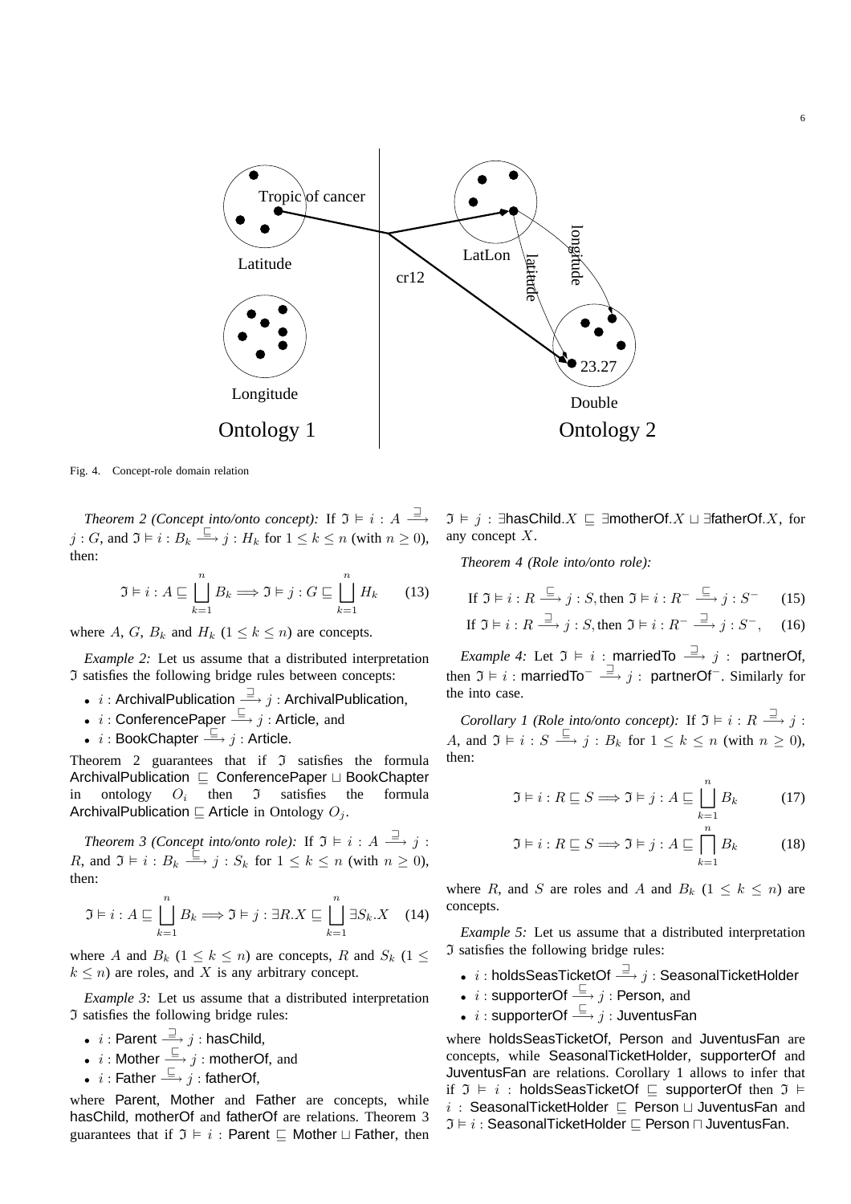Fig. 4. Concept-role domain relation

*Theorem 2 (Concept into/onto concept):* If $\mathfrak{I} \models i : A \xrightarrow{\sqsupseteq} j : G$, and $\mathfrak{I} \models i : B_k \xrightarrow{\sqsubseteq} j : H_k$ for $1 \leq k \leq n$ (with $n \geq 0$), then:

$$\mathfrak{I} \models i : A \sqsubseteq \bigsqcup_{k=1}^{n} B_k \Longrightarrow \mathfrak{I} \models j : G \sqsubseteq \bigsqcup_{k=1}^{n} H_k \quad (13)$$

where $A$, $G$, $B_k$ and $H_k$ ($1 \leq k \leq n$) are concepts.

*Example 2:* Let us assume that a distributed interpretation $\mathfrak{I}$ satisfies the following bridge rules between concepts:

- $i$ : ArchivalPublication $\xrightarrow{\sqsupseteq}$ $j$ : ArchivalPublication,
- $i$ : ConferencePaper $\xrightarrow{\sqsubseteq}$ $j$ : Article, and
- $i$ : BookChapter $\xrightarrow{\sqsubseteq}$ $j$ : Article.

Theorem 2 guarantees that if $\mathfrak{I}$ satisfies the formula ArchivalPublication $\sqsubseteq$ ConferencePaper $\sqcup$ BookChapter in ontology $O_i$ then $\mathfrak{I}$ satisfies the formula ArchivalPublication $\sqsubseteq$ Article in Ontology $O_j$.

*Theorem 3 (Concept into/onto role):* If $\mathfrak{I} \models i : A \xrightarrow{\sqsupseteq} j : R$, and $\mathfrak{I} \models i : B_k \xrightarrow{\sqsubseteq} j : S_k$ for $1 \leq k \leq n$ (with $n \geq 0$), then:

$$\mathfrak{I} \models i : A \sqsubseteq \bigsqcup_{k=1}^{n} B_k \Longrightarrow \mathfrak{I} \models j : \exists R.X \sqsubseteq \bigsqcup_{k=1}^{n} \exists S_k.X \quad (14)$$

where $A$ and $B_k$ ($1 \leq k \leq n$) are concepts, $R$ and $S_k$ ($1 \leq k \leq n$) are roles, and $X$ is any arbitrary concept.

*Example 3:* Let us assume that a distributed interpretation $\mathfrak{I}$ satisfies the following bridge rules:

- $i$ : Parent $\xrightarrow{\sqsupseteq}$ $j$ : hasChild,
- $i$ : Mother $\xrightarrow{\sqsubseteq}$ $j$ : motherOf, and
- $i$ : Father $\xrightarrow{\sqsubseteq}$ $j$ : fatherOf,

where Parent, Mother and Father are concepts, while hasChild, motherOf and fatherOf are relations. Theorem 3 guarantees that if $\mathfrak{I} \models i$ : Parent $\sqsubseteq$ Mother $\sqcup$ Father, then $\mathfrak{I} \models j$ : $\exists$hasChild.$X \sqsubseteq \exists$motherOf.$X \sqcup \exists$fatherOf.$X$, for any concept $X$.

*Theorem 4 (Role into/onto role):*

$$\text{If } \mathfrak{I} \models i : R \xrightarrow{\sqsubseteq} j : S, \text{then } \mathfrak{I} \models i : R^{-} \xrightarrow{\sqsubseteq} j : S^{-} \quad (15)$$

$$\text{If } \mathfrak{I} \models i : R \xrightarrow{\sqsupseteq} j : S, \text{then } \mathfrak{I} \models i : R^{-} \xrightarrow{\sqsupseteq} j : S^{-}, \quad (16)$$

*Example 4:* Let $\mathfrak{I} \models i$ : marriedTo $\xrightarrow{\sqsupseteq}$ $j$ : partnerOf, then $\mathfrak{I} \models i$ : marriedTo$^{-}$ $\xrightarrow{\sqsupseteq}$ $j$ : partnerOf$^{-}$. Similarly for the into case.

*Corollary 1 (Role into/onto concept):* If $\mathfrak{I} \models i : R \xrightarrow{\sqsupseteq} j : A$, and $\mathfrak{I} \models i : S \xrightarrow{\sqsubseteq} j : B_k$ for $1 \leq k \leq n$ (with $n \geq 0$), then:

$$\mathfrak{I} \models i : R \sqsubseteq S \Longrightarrow \mathfrak{I} \models j : A \sqsubseteq \bigsqcup_{k=1}^{n} B_k \quad (17)$$

$$\mathfrak{I} \models i : R \sqsubseteq S \Longrightarrow \mathfrak{I} \models j : A \sqsubseteq \bigsqcap_{k=1}^{n} B_k \quad (18)$$

where $R$, and $S$ are roles and $A$ and $B_k$ ($1 \leq k \leq n$) are concepts.

*Example 5:* Let us assume that a distributed interpretation $\mathfrak{I}$ satisfies the following bridge rules:

- $i$ : holdsSeasTicketOf $\xrightarrow{\sqsupseteq}$ $j$ : SeasonalTicketHolder
- $i$ : supporterOf $\xrightarrow{\sqsubseteq}$ $j$ : Person, and
- $i$ : supporterOf $\xrightarrow{\sqsubseteq}$ $j$ : JuventusFan

where holdsSeasTicketOf, Person and JuventusFan are concepts, while SeasonalTicketHolder, supporterOf and JuventusFan are relations. Corollary 1 allows to infer that if $\mathfrak{I} \models i$ : holdsSeasTicketOf $\sqsubseteq$ supporterOf then $\mathfrak{I} \models i$ : SeasonalTicketHolder $\sqsubseteq$ Person $\sqcup$ JuventusFan and $\mathfrak{I} \models i$ : SeasonalTicketHolder $\sqsubseteq$ Person $\sqcap$ JuventusFan.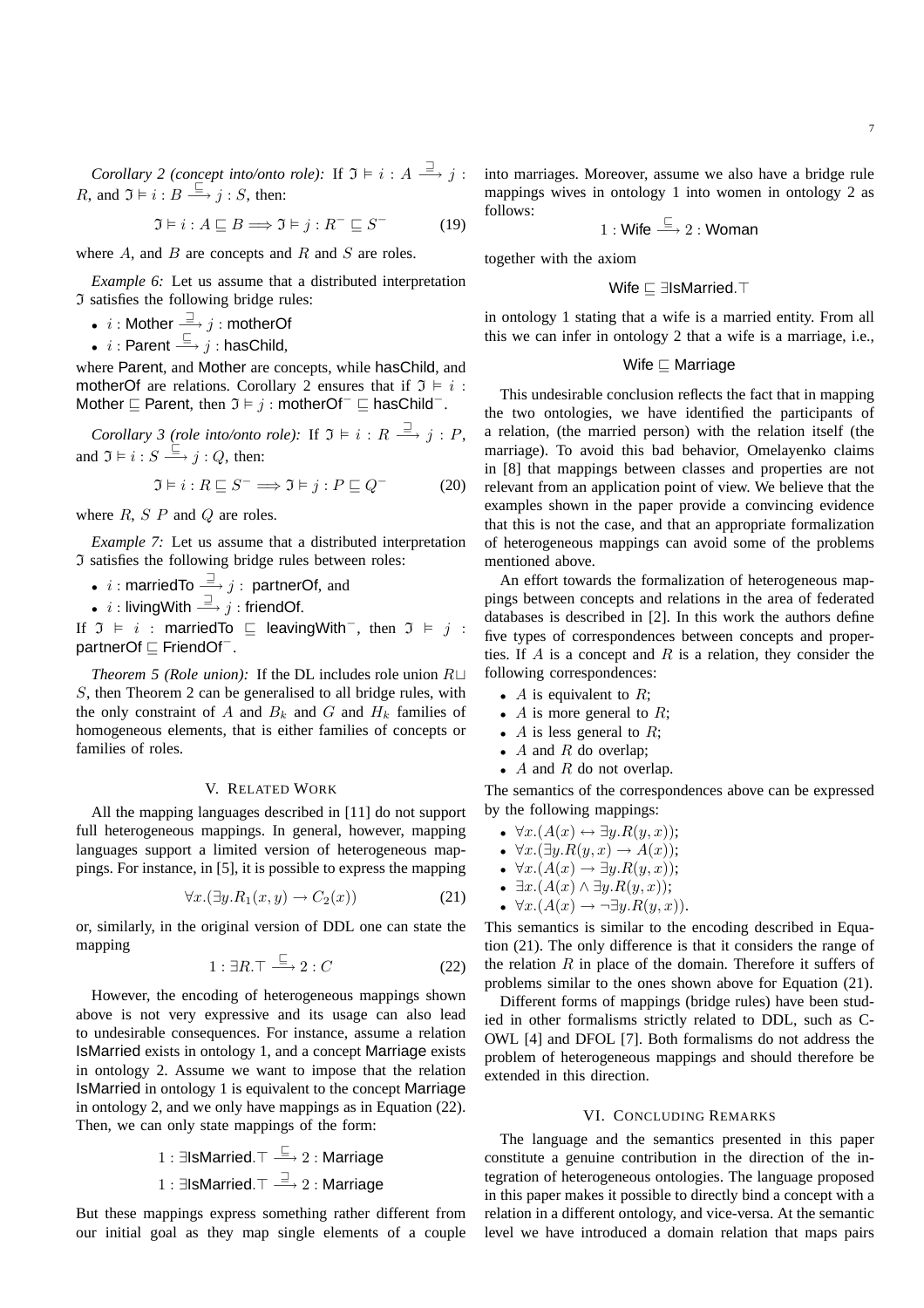*Corollary 2 (concept into/onto role):* If $\mathfrak{I} \models i : A \xrightarrow{\sqsupseteq} j : R$, and $\mathfrak{I} \models i : B \xrightarrow{\sqsubseteq} j : S$, then:

$$\mathfrak{I} \models i : A \sqsubseteq B \Longrightarrow \mathfrak{I} \models j : R^{-} \sqsubseteq S^{-} \tag{19}$$

where $A$, and $B$ are concepts and $R$ and $S$ are roles.

*Example 6:* Let us assume that a distributed interpretation $\mathfrak{I}$ satisfies the following bridge rules:

- $i$ : Mother $\xrightarrow{\sqsupseteq}$ $j$ : motherOf
- $i$ : Parent $\xrightarrow{\sqsubseteq}$ $j$ : hasChild,

where Parent, and Mother are concepts, while hasChild, and motherOf are relations. Corollary 2 ensures that if $\mathfrak{I} \models i$ : Mother $\sqsubseteq$ Parent, then $\mathfrak{I} \models j$ : motherOf$^{-}$ $\sqsubseteq$ hasChild$^{-}$.

*Corollary 3 (role into/onto role):* If $\mathfrak{I} \models i : R \xrightarrow{\sqsupseteq} j : P$, and $\mathfrak{I} \models i : S \xrightarrow{\sqsubseteq} j : Q$, then:

$$\mathfrak{I} \models i : R \sqsubseteq S^{-} \Longrightarrow \mathfrak{I} \models j : P \sqsubseteq Q^{-} \tag{20}$$

where $R$, $S$ $P$ and $Q$ are roles.

*Example 7:* Let us assume that a distributed interpretation $\mathfrak{I}$ satisfies the following bridge rules between roles:

- $i$ : marriedTo $\xrightarrow{\sqsupseteq}$ $j$ : partnerOf, and
- $i$ : livingWith $\xrightarrow{\sqsupseteq}$ $j$ : friendOf.

If $\mathfrak{I} \models i$ : marriedTo $\sqsubseteq$ leavingWith$^{-}$, then $\mathfrak{I} \models j$ : partnerOf $\sqsubseteq$ FriendOf$^{-}$.

*Theorem 5 (Role union):* If the DL includes role union $R \sqcup S$, then Theorem 2 can be generalised to all bridge rules, with the only constraint of $A$ and $B_k$ and $G$ and $H_k$ families of homogeneous elements, that is either families of concepts or families of roles.

## V. Related Work

All the mapping languages described in [11] do not support full heterogeneous mappings. In general, however, mapping languages support a limited version of heterogeneous mappings. For instance, in [5], it is possible to express the mapping

$$\forall x.(\exists y.R_1(x, y) \rightarrow C_2(x)) \tag{21}$$

or, similarly, in the original version of DDL one can state the mapping

$$1 : \exists R.\top \xrightarrow{\sqsubseteq} 2 : C \tag{22}$$

However, the encoding of heterogeneous mappings shown above is not very expressive and its usage can also lead to undesirable consequences. For instance, assume a relation IsMarried exists in ontology 1, and a concept Marriage exists in ontology 2. Assume we want to impose that the relation IsMarried in ontology 1 is equivalent to the concept Marriage in ontology 2, and we only have mappings as in Equation (22). Then, we can only state mappings of the form:

$$1 : \exists \text{IsMarried}.\top \xrightarrow{\sqsubseteq} 2 : \text{Marriage}$$
$$1 : \exists \text{IsMarried}.\top \xrightarrow{\sqsupseteq} 2 : \text{Marriage}$$

But these mappings express something rather different from our initial goal as they map single elements of a couple into marriages. Moreover, assume we also have a bridge rule mappings wives in ontology 1 into women in ontology 2 as follows:

$$1 : \text{Wife} \xrightarrow{\sqsubseteq} 2 : \text{Woman}$$

together with the axiom

$$\text{Wife} \sqsubseteq \exists \text{IsMarried}.\top$$

in ontology 1 stating that a wife is a married entity. From all this we can infer in ontology 2 that a wife is a marriage, i.e.,

$$\text{Wife} \sqsubseteq \text{Marriage}$$

This undesirable conclusion reflects the fact that in mapping the two ontologies, we have identified the participants of a relation, (the married person) with the relation itself (the marriage). To avoid this bad behavior, Omelayenko claims in [8] that mappings between classes and properties are not relevant from an application point of view. We believe that the examples shown in the paper provide a convincing evidence that this is not the case, and that an appropriate formalization of heterogeneous mappings can avoid some of the problems mentioned above.

An effort towards the formalization of heterogeneous mappings between concepts and relations in the area of federated databases is described in [2]. In this work the authors define five types of correspondences between concepts and properties. If $A$ is a concept and $R$ is a relation, they consider the following correspondences:

- $A$ is equivalent to $R$;
- $A$ is more general to $R$;
- $A$ is less general to $R$;
- $A$ and $R$ do overlap;
- $A$ and $R$ do not overlap.

The semantics of the correspondences above can be expressed by the following mappings:

- $\forall x.(A(x) \leftrightarrow \exists y.R(y, x))$;
- $\forall x.(\exists y.R(y, x) \rightarrow A(x))$;
- $\forall x.(A(x) \rightarrow \exists y.R(y, x))$;
- $\exists x.(A(x) \wedge \exists y.R(y, x))$;
- $\forall x.(A(x) \rightarrow \neg\exists y.R(y, x))$.

This semantics is similar to the encoding described in Equation (21). The only difference is that it considers the range of the relation $R$ in place of the domain. Therefore it suffers of problems similar to the ones shown above for Equation (21).

Different forms of mappings (bridge rules) have been studied in other formalisms strictly related to DDL, such as C-OWL [4] and DFOL [7]. Both formalisms do not address the problem of heterogeneous mappings and should therefore be extended in this direction.

## VI. Concluding Remarks

The language and the semantics presented in this paper constitute a genuine contribution in the direction of the integration of heterogeneous ontologies. The language proposed in this paper makes it possible to directly bind a concept with a relation in a different ontology, and vice-versa. At the semantic level we have introduced a domain relation that maps pairs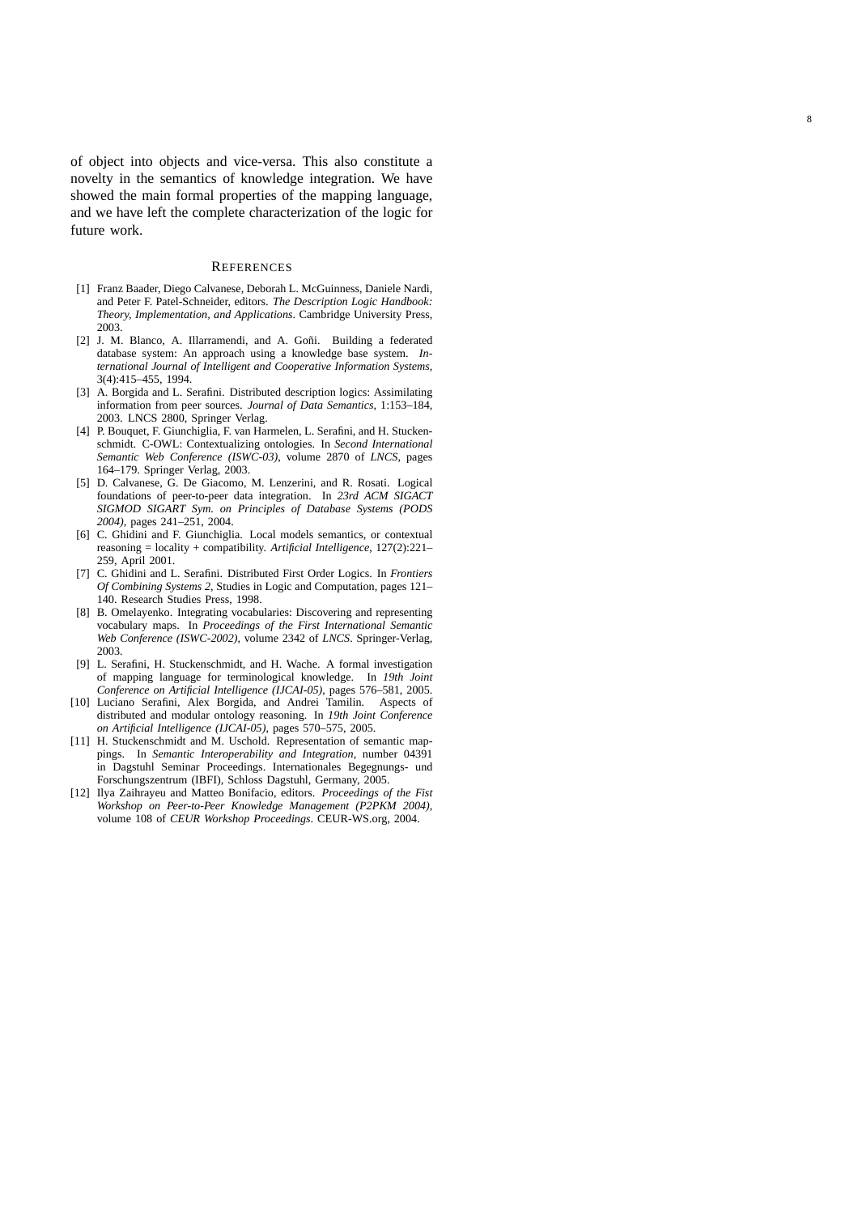of object into objects and vice-versa. This also constitute a novelty in the semantics of knowledge integration. We have showed the main formal properties of the mapping language, and we have left the complete characterization of the logic for future work.

## References

[1] Franz Baader, Diego Calvanese, Deborah L. McGuinness, Daniele Nardi, and Peter F. Patel-Schneider, editors. *The Description Logic Handbook: Theory, Implementation, and Applications*. Cambridge University Press, 2003.

[2] J. M. Blanco, A. Illarramendi, and A. Goñi. Building a federated database system: An approach using a knowledge base system. *International Journal of Intelligent and Cooperative Information Systems*, 3(4):415–455, 1994.

[3] A. Borgida and L. Serafini. Distributed description logics: Assimilating information from peer sources. *Journal of Data Semantics*, 1:153–184, 2003. LNCS 2800, Springer Verlag.

[4] P. Bouquet, F. Giunchiglia, F. van Harmelen, L. Serafini, and H. Stuckenschmidt. C-OWL: Contextualizing ontologies. In *Second International Semantic Web Conference (ISWC-03)*, volume 2870 of *LNCS*, pages 164–179. Springer Verlag, 2003.

[5] D. Calvanese, G. De Giacomo, M. Lenzerini, and R. Rosati. Logical foundations of peer-to-peer data integration. In *23rd ACM SIGACT SIGMOD SIGART Sym. on Principles of Database Systems (PODS 2004)*, pages 241–251, 2004.

[6] C. Ghidini and F. Giunchiglia. Local models semantics, or contextual reasoning = locality + compatibility. *Artificial Intelligence*, 127(2):221–259, April 2001.

[7] C. Ghidini and L. Serafini. Distributed First Order Logics. In *Frontiers Of Combining Systems 2*, Studies in Logic and Computation, pages 121–140. Research Studies Press, 1998.

[8] B. Omelayenko. Integrating vocabularies: Discovering and representing vocabulary maps. In *Proceedings of the First International Semantic Web Conference (ISWC-2002)*, volume 2342 of *LNCS*. Springer-Verlag, 2003.

[9] L. Serafini, H. Stuckenschmidt, and H. Wache. A formal investigation of mapping language for terminological knowledge. In *19th Joint Conference on Artificial Intelligence (IJCAI-05)*, pages 576–581, 2005.

[10] Luciano Serafini, Alex Borgida, and Andrei Tamilin. Aspects of distributed and modular ontology reasoning. In *19th Joint Conference on Artificial Intelligence (IJCAI-05)*, pages 570–575, 2005.

[11] H. Stuckenschmidt and M. Uschold. Representation of semantic mappings. In *Semantic Interoperability and Integration*, number 04391 in Dagstuhl Seminar Proceedings. Internationales Begegnungs- und Forschungszentrum (IBFI), Schloss Dagstuhl, Germany, 2005.

[12] Ilya Zaihrayeu and Matteo Bonifacio, editors. *Proceedings of the Fist Workshop on Peer-to-Peer Knowledge Management (P2PKM 2004)*, volume 108 of *CEUR Workshop Proceedings*. CEUR-WS.org, 2004.